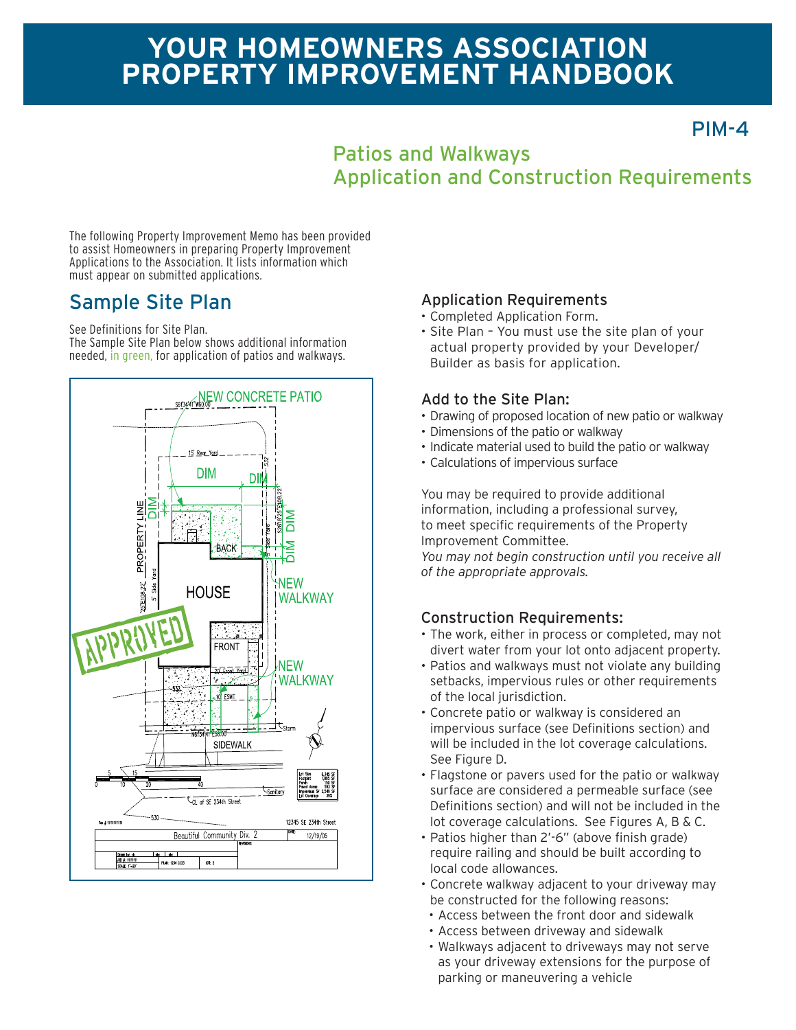# YOUR HOMEOWNERS ASSOCIATION PROPERTY IMPROVEMENT HANDBOOK

PIM-4

## Patios and Walkways Application and Construction Requirements

The following Property Improvement Memo has been provided to assist Homeowners in preparing Property Improvement Applications to the Association. It lists information which must appear on submitted applications.

## Sample Site Plan

See Definitions for Site Plan.
The Sample Site Plan below shows additional information needed, in green, for application of patios and walkways.

### Application Requirements

- Completed Application Form.
- Site Plan – You must use the site plan of your actual property provided by your Developer/ Builder as basis for application.

### Add to the Site Plan:

- Drawing of proposed location of new patio or walkway
- Dimensions of the patio or walkway
- Indicate material used to build the patio or walkway
- Calculations of impervious surface

You may be required to provide additional information, including a professional survey, to meet specific requirements of the Property Improvement Committee.
*You may not begin construction until you receive all of the appropriate approvals.*

### Construction Requirements:

- The work, either in process or completed, may not divert water from your lot onto adjacent property.
- Patios and walkways must not violate any building setbacks, impervious rules or other requirements of the local jurisdiction.
- Concrete patio or walkway is considered an impervious surface (see Definitions section) and will be included in the lot coverage calculations. See Figure D.
- Flagstone or pavers used for the patio or walkway surface are considered a permeable surface (see Definitions section) and will not be included in the lot coverage calculations. See Figures A, B & C.
- Patios higher than 2'-6" (above finish grade) require railing and should be built according to local code allowances.
- Concrete walkway adjacent to your driveway may be constructed for the following reasons:
  - Access between the front door and sidewalk
  - Access between driveway and sidewalk
  - Walkways adjacent to driveways may not serve as your driveway extensions for the purpose of parking or maneuvering a vehicle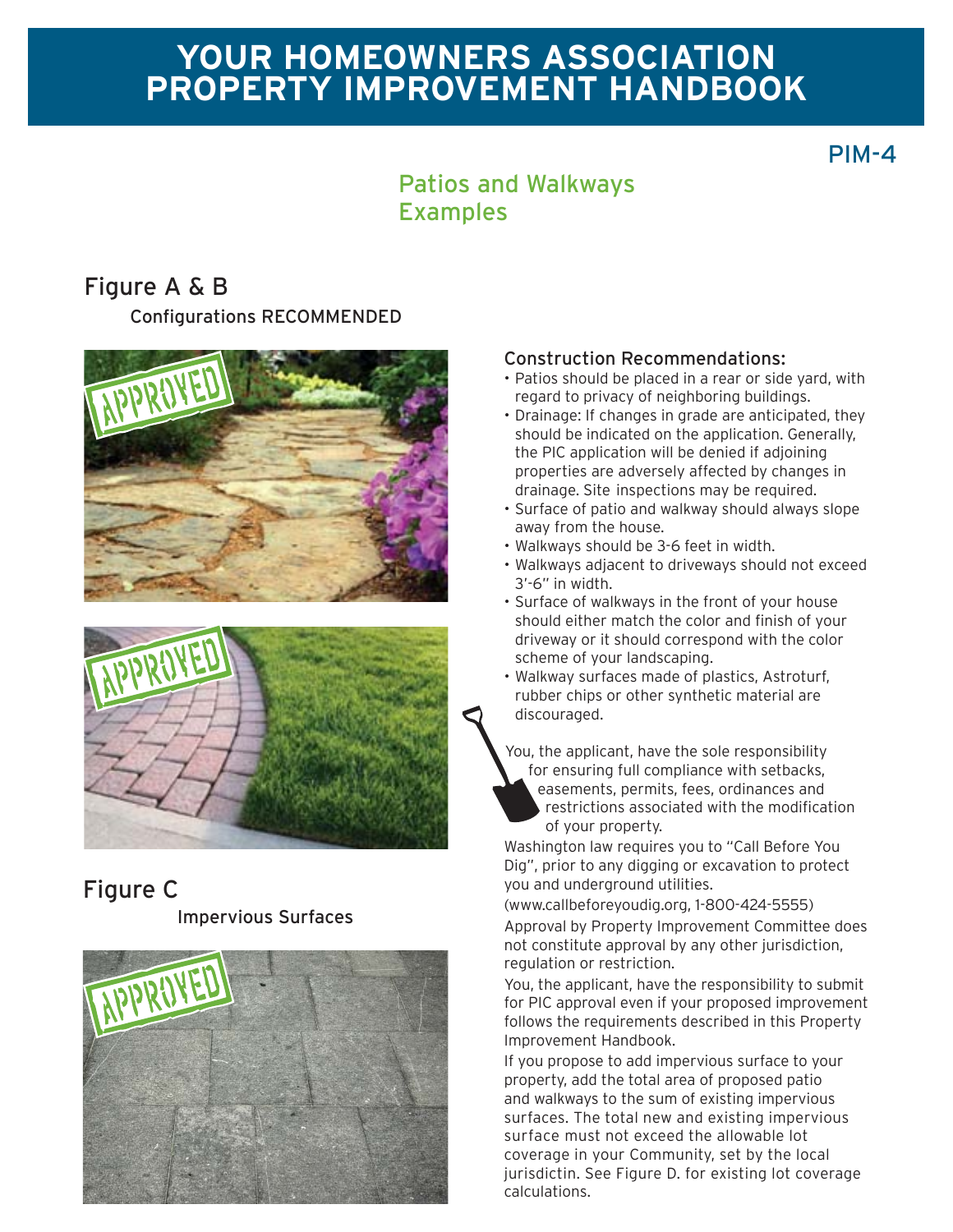# YOUR HOMEOWNERS ASSOCIATION PROPERTY IMPROVEMENT HANDBOOK

PIM-4

## Patios and Walkways Examples

### Figure A & B

Configurations RECOMMENDED

### Construction Recommendations:

- Patios should be placed in a rear or side yard, with regard to privacy of neighboring buildings.
- Drainage: If changes in grade are anticipated, they should be indicated on the application. Generally, the PIC application will be denied if adjoining properties are adversely affected by changes in drainage. Site inspections may be required.
- Surface of patio and walkway should always slope away from the house.
- Walkways should be 3-6 feet in width.
- Walkways adjacent to driveways should not exceed 3'-6" in width.
- Surface of walkways in the front of your house should either match the color and finish of your driveway or it should correspond with the color scheme of your landscaping.
- Walkway surfaces made of plastics, Astroturf, rubber chips or other synthetic material are discouraged.

You, the applicant, have the sole responsibility for ensuring full compliance with setbacks, easements, permits, fees, ordinances and restrictions associated with the modification of your property.

Washington law requires you to "Call Before You Dig", prior to any digging or excavation to protect you and underground utilities.

(www.callbeforeyoudig.org, 1-800-424-5555)

Approval by Property Improvement Committee does not constitute approval by any other jurisdiction, regulation or restriction.

You, the applicant, have the responsibility to submit for PIC approval even if your proposed improvement follows the requirements described in this Property Improvement Handbook.

If you propose to add impervious surface to your property, add the total area of proposed patio and walkways to the sum of existing impervious surfaces. The total new and existing impervious surface must not exceed the allowable lot coverage in your Community, set by the local jurisdictin. See Figure D. for existing lot coverage calculations.

### Figure C

Impervious Surfaces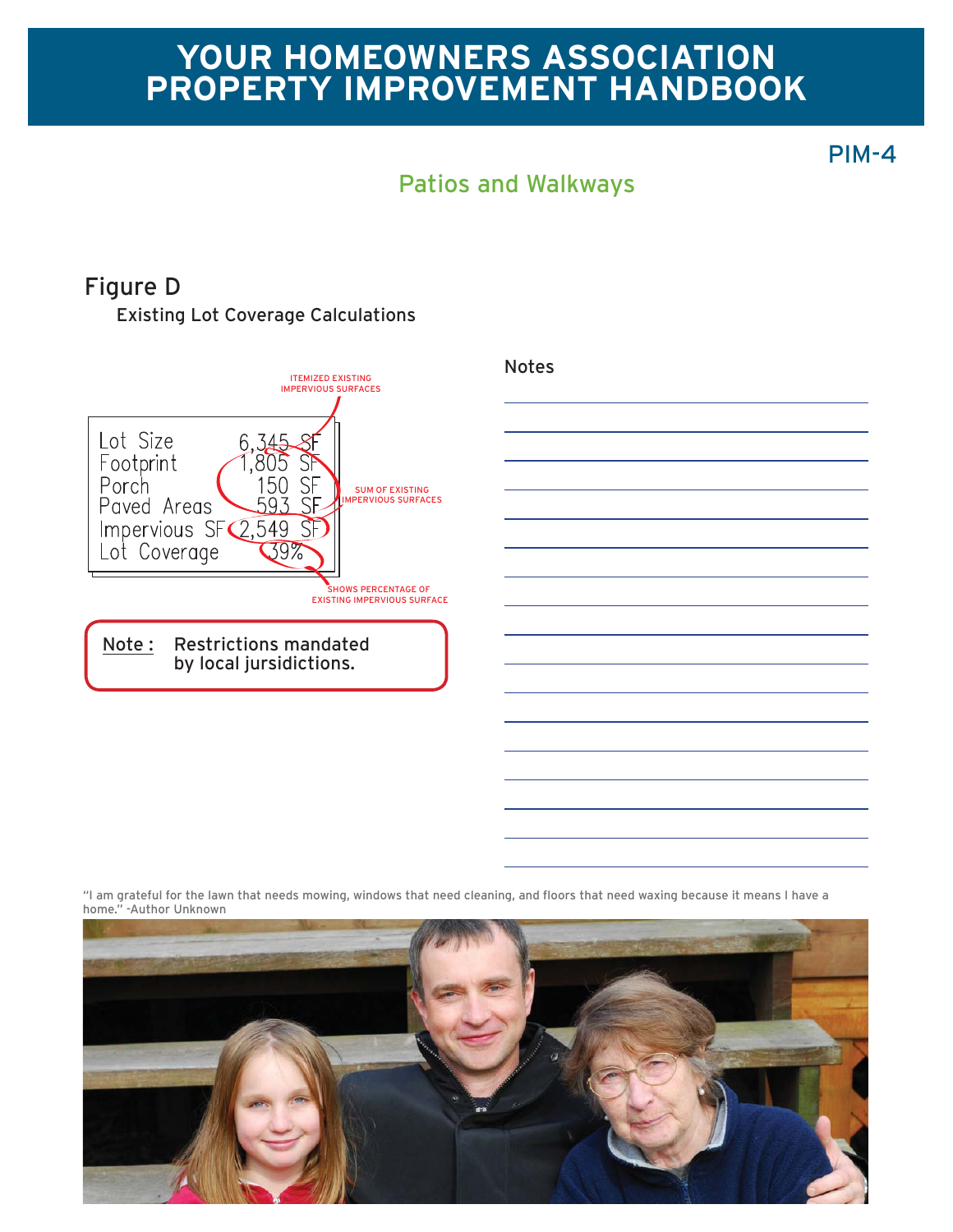# YOUR HOMEOWNERS ASSOCIATION PROPERTY IMPROVEMENT HANDBOOK

PIM-4

## Patios and Walkways

### Figure D

Existing Lot Coverage Calculations

ITEMIZED EXISTING IMPERVIOUS SURFACES

| | |
|---|---|
| Lot Size | 6,345 SF |
| Footprint | 1,805 SF |
| Porch | 150 SF |
| Paved Areas | 593 SF |
| Impervious SF | 2,549 SF |
| Lot Coverage | 39% |

SUM OF EXISTING IMPERVIOUS SURFACES

SHOWS PERCENTAGE OF EXISTING IMPERVIOUS SURFACE

**Note :** Restrictions mandated by local jursidictions.

Notes

"I am grateful for the lawn that needs mowing, windows that need cleaning, and floors that need waxing because it means I have a home." -Author Unknown